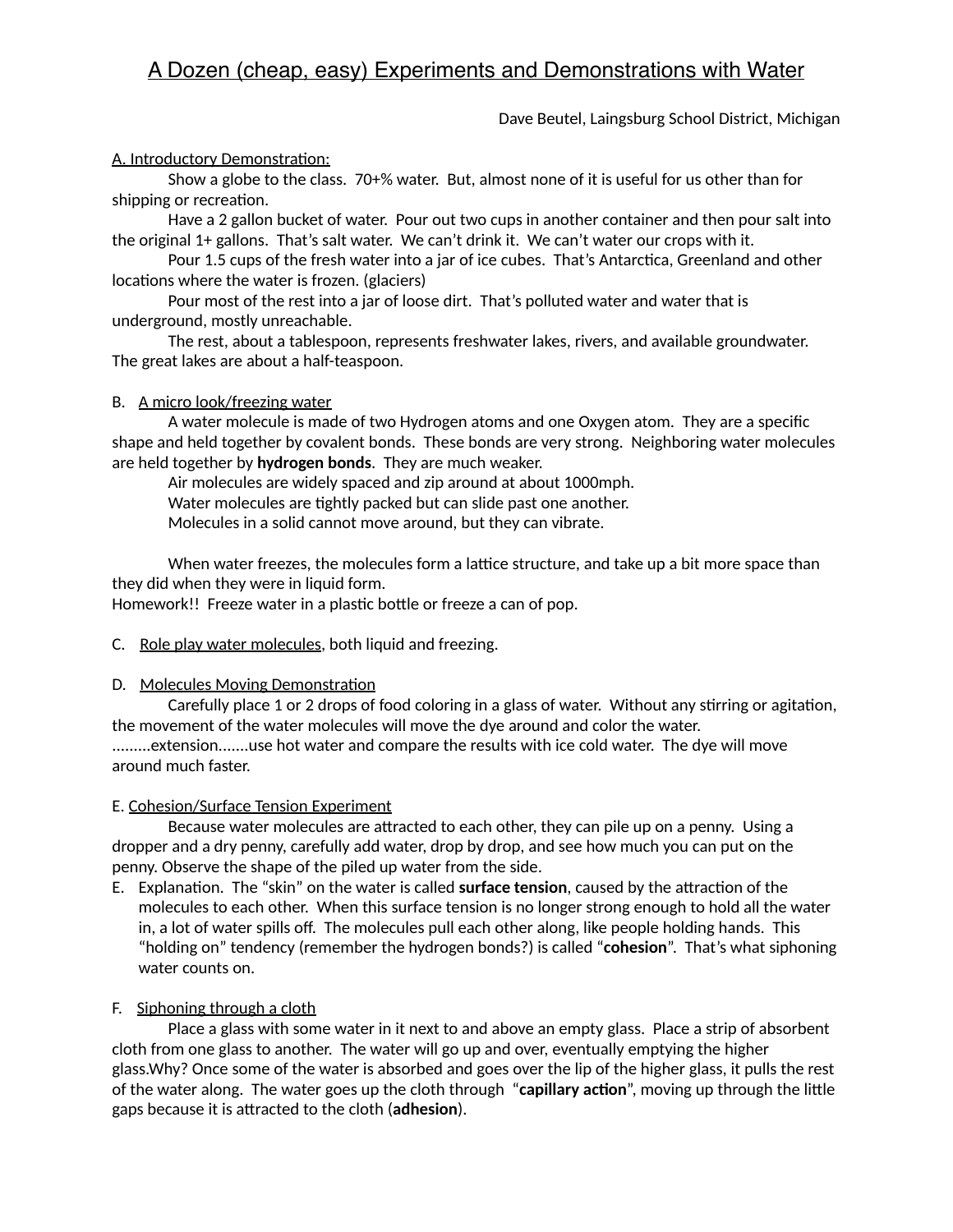# A Dozen (cheap, easy) Experiments and Demonstrations with Water

Dave Beutel, Laingsburg School District, Michigan

A. Introductory Demonstration:

Show a globe to the class. 70+% water. But, almost none of it is useful for us other than for shipping or recreation.

Have a 2 gallon bucket of water. Pour out two cups in another container and then pour salt into the original 1+ gallons. That's salt water. We can't drink it. We can't water our crops with it.

Pour 1.5 cups of the fresh water into a jar of ice cubes. That's Antarctica, Greenland and other locations where the water is frozen. (glaciers)

Pour most of the rest into a jar of loose dirt. That's polluted water and water that is underground, mostly unreachable.

The rest, about a tablespoon, represents freshwater lakes, rivers, and available groundwater. The great lakes are about a half-teaspoon.

B. A micro look/freezing water

A water molecule is made of two Hydrogen atoms and one Oxygen atom. They are a specific shape and held together by covalent bonds. These bonds are very strong. Neighboring water molecules are held together by **hydrogen bonds**. They are much weaker.

Air molecules are widely spaced and zip around at about 1000mph.

Water molecules are tightly packed but can slide past one another.

Molecules in a solid cannot move around, but they can vibrate.

When water freezes, the molecules form a lattice structure, and take up a bit more space than they did when they were in liquid form.

Homework!! Freeze water in a plastic bottle or freeze a can of pop.

C. Role play water molecules, both liquid and freezing.

D. Molecules Moving Demonstration

Carefully place 1 or 2 drops of food coloring in a glass of water. Without any stirring or agitation, the movement of the water molecules will move the dye around and color the water. .........extension.......use hot water and compare the results with ice cold water. The dye will move around much faster.

E. Cohesion/Surface Tension Experiment

Because water molecules are attracted to each other, they can pile up on a penny. Using a dropper and a dry penny, carefully add water, drop by drop, and see how much you can put on the penny. Observe the shape of the piled up water from the side.

E. Explanation. The "skin" on the water is called **surface tension**, caused by the attraction of the molecules to each other. When this surface tension is no longer strong enough to hold all the water in, a lot of water spills off. The molecules pull each other along, like people holding hands. This "holding on" tendency (remember the hydrogen bonds?) is called "**cohesion**". That's what siphoning water counts on.

F. Siphoning through a cloth

Place a glass with some water in it next to and above an empty glass. Place a strip of absorbent cloth from one glass to another. The water will go up and over, eventually emptying the higher glass.Why? Once some of the water is absorbed and goes over the lip of the higher glass, it pulls the rest of the water along. The water goes up the cloth through "**capillary action**", moving up through the little gaps because it is attracted to the cloth (**adhesion**).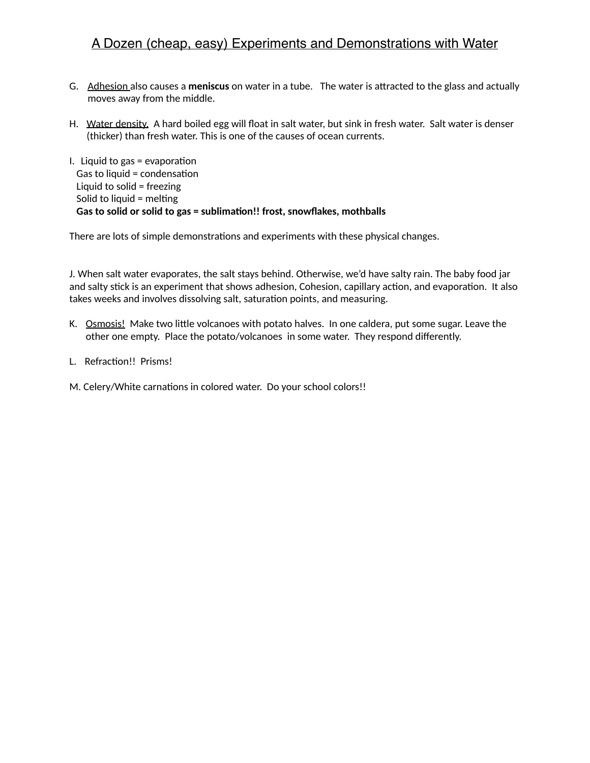# A Dozen (cheap, easy) Experiments and Demonstrations with Water

G. Adhesion also causes a **meniscus** on water in a tube. The water is attracted to the glass and actually moves away from the middle.

H. Water density. A hard boiled egg will float in salt water, but sink in fresh water. Salt water is denser (thicker) than fresh water. This is one of the causes of ocean currents.

I. Liquid to gas = evaporation
Gas to liquid = condensation
Liquid to solid = freezing
Solid to liquid = melting
**Gas to solid or solid to gas = sublimation!! frost, snowflakes, mothballs**

There are lots of simple demonstrations and experiments with these physical changes.

J. When salt water evaporates, the salt stays behind. Otherwise, we'd have salty rain. The baby food jar and salty stick is an experiment that shows adhesion, Cohesion, capillary action, and evaporation. It also takes weeks and involves dissolving salt, saturation points, and measuring.

K. Osmosis! Make two little volcanoes with potato halves. In one caldera, put some sugar. Leave the other one empty. Place the potato/volcanoes in some water. They respond differently.

L. Refraction!! Prisms!

M. Celery/White carnations in colored water. Do your school colors!!